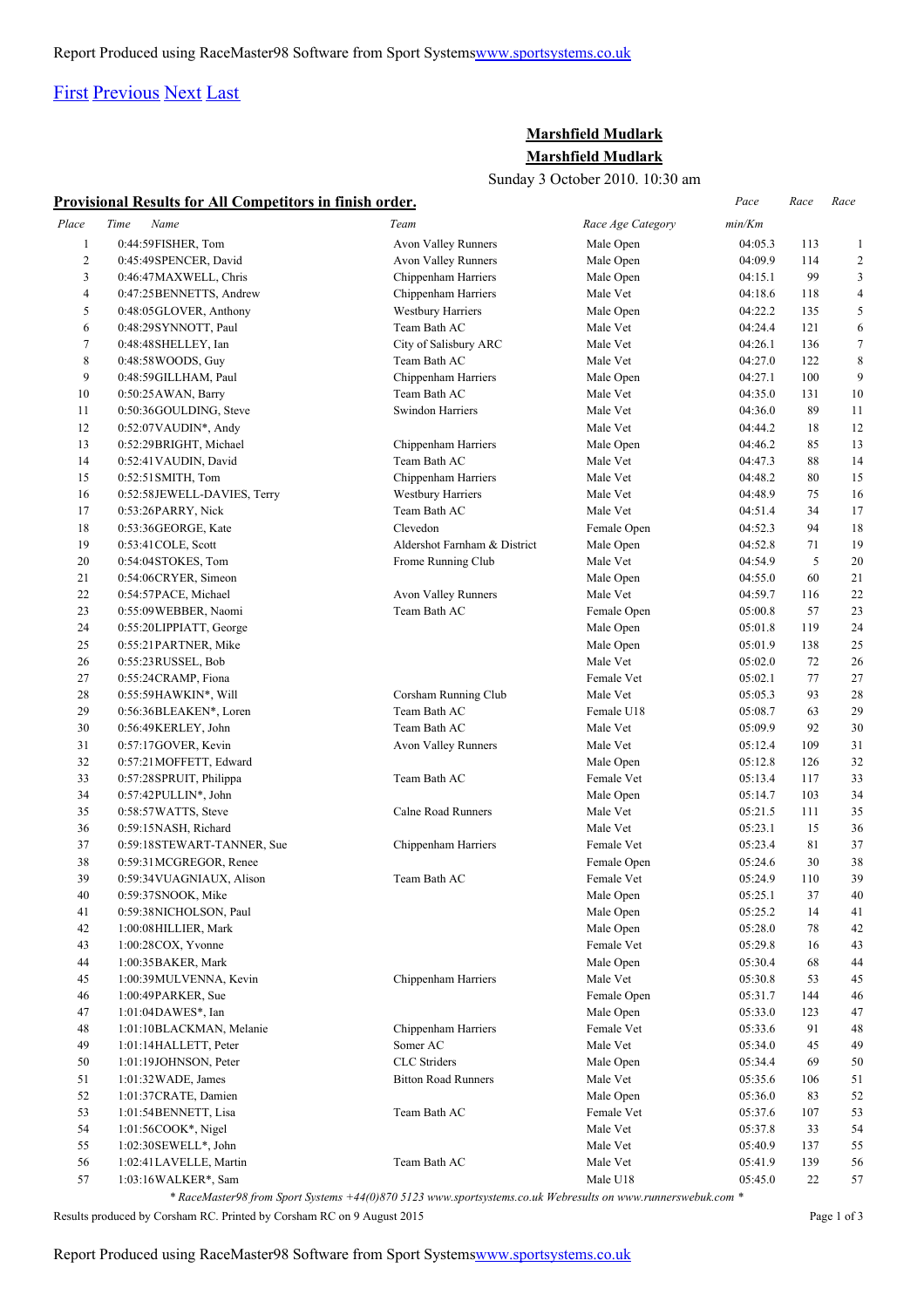Report Produced using RaceMaster98 Software from Sport Systems[www.sportsystems.co.uk](www.sportsystems.co.uk)

[First](#) [Previous](#) [Next](#) [Last](#)

## Marshfield Mudlark

## Marshfield Mudlark

Sunday 3 October 2010. 10:30 am

**Provisional Results for All Competitors in finish order.**

| Place | Time | Name | Team | Race Age Category | Pace min/Km | Race | Race |
|---|---|---|---|---|---|---|---|
| 1 | 0:44:59 | FISHER, Tom | Avon Valley Runners | Male Open | 04:05.3 | 113 | 1 |
| 2 | 0:45:49 | SPENCER, David | Avon Valley Runners | Male Open | 04:09.9 | 114 | 2 |
| 3 | 0:46:47 | MAXWELL, Chris | Chippenham Harriers | Male Open | 04:15.1 | 99 | 3 |
| 4 | 0:47:25 | BENNETTS, Andrew | Chippenham Harriers | Male Vet | 04:18.6 | 118 | 4 |
| 5 | 0:48:05 | GLOVER, Anthony | Westbury Harriers | Male Open | 04:22.2 | 135 | 5 |
| 6 | 0:48:29 | SYNNOTT, Paul | Team Bath AC | Male Vet | 04:24.4 | 121 | 6 |
| 7 | 0:48:48 | SHELLEY, Ian | City of Salisbury ARC | Male Vet | 04:26.1 | 136 | 7 |
| 8 | 0:48:58 | WOODS, Guy | Team Bath AC | Male Vet | 04:27.0 | 122 | 8 |
| 9 | 0:48:59 | GILLHAM, Paul | Chippenham Harriers | Male Open | 04:27.1 | 100 | 9 |
| 10 | 0:50:25 | AWAN, Barry | Team Bath AC | Male Vet | 04:35.0 | 131 | 10 |
| 11 | 0:50:36 | GOULDING, Steve | Swindon Harriers | Male Vet | 04:36.0 | 89 | 11 |
| 12 | 0:52:07 | VAUDIN*, Andy | | Male Vet | 04:44.2 | 18 | 12 |
| 13 | 0:52:29 | BRIGHT, Michael | Chippenham Harriers | Male Open | 04:46.2 | 85 | 13 |
| 14 | 0:52:41 | VAUDIN, David | Team Bath AC | Male Vet | 04:47.3 | 88 | 14 |
| 15 | 0:52:51 | SMITH, Tom | Chippenham Harriers | Male Vet | 04:48.2 | 80 | 15 |
| 16 | 0:52:58 | JEWELL-DAVIES, Terry | Westbury Harriers | Male Vet | 04:48.9 | 75 | 16 |
| 17 | 0:53:26 | PARRY, Nick | Team Bath AC | Male Vet | 04:51.4 | 34 | 17 |
| 18 | 0:53:36 | GEORGE, Kate | Clevedon | Female Open | 04:52.3 | 94 | 18 |
| 19 | 0:53:41 | COLE, Scott | Aldershot Farnham & District | Male Open | 04:52.8 | 71 | 19 |
| 20 | 0:54:04 | STOKES, Tom | Frome Running Club | Male Vet | 04:54.9 | 5 | 20 |
| 21 | 0:54:06 | CRYER, Simeon | | Male Open | 04:55.0 | 60 | 21 |
| 22 | 0:54:57 | PACE, Michael | Avon Valley Runners | Male Vet | 04:59.7 | 116 | 22 |
| 23 | 0:55:09 | WEBBER, Naomi | Team Bath AC | Female Open | 05:00.8 | 57 | 23 |
| 24 | 0:55:20 | LIPPIATT, George | | Male Open | 05:01.8 | 119 | 24 |
| 25 | 0:55:21 | PARTNER, Mike | | Male Open | 05:01.9 | 138 | 25 |
| 26 | 0:55:23 | RUSSEL, Bob | | Male Vet | 05:02.0 | 72 | 26 |
| 27 | 0:55:24 | CRAMP, Fiona | | Female Vet | 05:02.1 | 77 | 27 |
| 28 | 0:55:59 | HAWKIN*, Will | Corsham Running Club | Male Vet | 05:05.3 | 93 | 28 |
| 29 | 0:56:36 | BLEAKEN*, Loren | Team Bath AC | Female U18 | 05:08.7 | 63 | 29 |
| 30 | 0:56:49 | KERLEY, John | Team Bath AC | Male Vet | 05:09.9 | 92 | 30 |
| 31 | 0:57:17 | GOVER, Kevin | Avon Valley Runners | Male Vet | 05:12.4 | 109 | 31 |
| 32 | 0:57:21 | MOFFETT, Edward | | Male Open | 05:12.8 | 126 | 32 |
| 33 | 0:57:28 | SPRUIT, Philippa | Team Bath AC | Female Vet | 05:13.4 | 117 | 33 |
| 34 | 0:57:42 | PULLIN*, John | | Male Open | 05:14.7 | 103 | 34 |
| 35 | 0:58:57 | WATTS, Steve | Calne Road Runners | Male Vet | 05:21.5 | 111 | 35 |
| 36 | 0:59:15 | NASH, Richard | | Male Vet | 05:23.1 | 15 | 36 |
| 37 | 0:59:18 | STEWART-TANNER, Sue | Chippenham Harriers | Female Vet | 05:23.4 | 81 | 37 |
| 38 | 0:59:31 | MCGREGOR, Renee | | Female Open | 05:24.6 | 30 | 38 |
| 39 | 0:59:34 | VUAGNIAUX, Alison | Team Bath AC | Female Vet | 05:24.9 | 110 | 39 |
| 40 | 0:59:37 | SNOOK, Mike | | Male Open | 05:25.1 | 37 | 40 |
| 41 | 0:59:38 | NICHOLSON, Paul | | Male Open | 05:25.2 | 14 | 41 |
| 42 | 1:00:08 | HILLIER, Mark | | Male Open | 05:28.0 | 78 | 42 |
| 43 | 1:00:28 | COX, Yvonne | | Female Vet | 05:29.8 | 16 | 43 |
| 44 | 1:00:35 | BAKER, Mark | | Male Open | 05:30.4 | 68 | 44 |
| 45 | 1:00:39 | MULVENNA, Kevin | Chippenham Harriers | Male Vet | 05:30.8 | 53 | 45 |
| 46 | 1:00:49 | PARKER, Sue | | Female Open | 05:31.7 | 144 | 46 |
| 47 | 1:01:04 | DAWES*, Ian | | Male Open | 05:33.0 | 123 | 47 |
| 48 | 1:01:10 | BLACKMAN, Melanie | Chippenham Harriers | Female Vet | 05:33.6 | 91 | 48 |
| 49 | 1:01:14 | HALLETT, Peter | Somer AC | Male Vet | 05:34.0 | 45 | 49 |
| 50 | 1:01:19 | JOHNSON, Peter | CLC Striders | Male Open | 05:34.4 | 69 | 50 |
| 51 | 1:01:32 | WADE, James | Bitton Road Runners | Male Vet | 05:35.6 | 106 | 51 |
| 52 | 1:01:37 | CRATE, Damien | | Male Open | 05:36.0 | 83 | 52 |
| 53 | 1:01:54 | BENNETT, Lisa | Team Bath AC | Female Vet | 05:37.6 | 107 | 53 |
| 54 | 1:01:56 | COOK*, Nigel | | Male Vet | 05:37.8 | 33 | 54 |
| 55 | 1:02:30 | SEWELL*, John | | Male Vet | 05:40.9 | 137 | 55 |
| 56 | 1:02:41 | LAVELLE, Martin | Team Bath AC | Male Vet | 05:41.9 | 139 | 56 |
| 57 | 1:03:16 | WALKER*, Sam | | Male U18 | 05:45.0 | 22 | 57 |

*\* RaceMaster98 from Sport Systems +44(0)870 5123 www.sportsystems.co.uk Webresults on www.runnerswebuk.com \**

Results produced by Corsham RC. Printed by Corsham RC on 9 August 2015

Report Produced using RaceMaster98 Software from Sport Systems[www.sportsystems.co.uk](www.sportsystems.co.uk)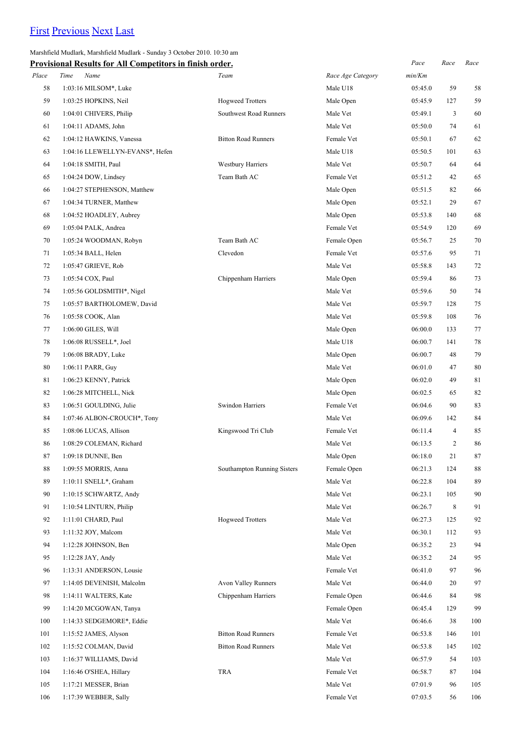[First](#) [Previous](#) [Next](#) [Last](#)

Marshfield Mudlark, Marshfield Mudlark - Sunday 3 October 2010. 10:30 am

**Provisional Results for All Competitors in finish order.**

| Place | Time | Name | Team | Race Age Category | Pace min/Km | Race | Race |
|---|---|---|---|---|---|---|---|
| 58 | 1:03:16 | MILSOM*, Luke | | Male U18 | 05:45.0 | 59 | 58 |
| 59 | 1:03:25 | HOPKINS, Neil | Hogweed Trotters | Male Open | 05:45.9 | 127 | 59 |
| 60 | 1:04:01 | CHIVERS, Philip | Southwest Road Runners | Male Vet | 05:49.1 | 3 | 60 |
| 61 | 1:04:11 | ADAMS, John | | Male Vet | 05:50.0 | 74 | 61 |
| 62 | 1:04:12 | HAWKINS, Vanessa | Bitton Road Runners | Female Vet | 05:50.1 | 67 | 62 |
| 63 | 1:04:16 | LLEWELLYN-EVANS*, Hefen | | Male U18 | 05:50.5 | 101 | 63 |
| 64 | 1:04:18 | SMITH, Paul | Westbury Harriers | Male Vet | 05:50.7 | 64 | 64 |
| 65 | 1:04:24 | DOW, Lindsey | Team Bath AC | Female Vet | 05:51.2 | 42 | 65 |
| 66 | 1:04:27 | STEPHENSON, Matthew | | Male Open | 05:51.5 | 82 | 66 |
| 67 | 1:04:34 | TURNER, Matthew | | Male Open | 05:52.1 | 29 | 67 |
| 68 | 1:04:52 | HOADLEY, Aubrey | | Male Open | 05:53.8 | 140 | 68 |
| 69 | 1:05:04 | PALK, Andrea | | Female Vet | 05:54.9 | 120 | 69 |
| 70 | 1:05:24 | WOODMAN, Robyn | Team Bath AC | Female Open | 05:56.7 | 25 | 70 |
| 71 | 1:05:34 | BALL, Helen | Clevedon | Female Vet | 05:57.6 | 95 | 71 |
| 72 | 1:05:47 | GRIEVE, Rob | | Male Vet | 05:58.8 | 143 | 72 |
| 73 | 1:05:54 | COX, Paul | Chippenham Harriers | Male Open | 05:59.4 | 86 | 73 |
| 74 | 1:05:56 | GOLDSMITH*, Nigel | | Male Vet | 05:59.6 | 50 | 74 |
| 75 | 1:05:57 | BARTHOLOMEW, David | | Male Vet | 05:59.7 | 128 | 75 |
| 76 | 1:05:58 | COOK, Alan | | Male Vet | 05:59.8 | 108 | 76 |
| 77 | 1:06:00 | GILES, Will | | Male Open | 06:00.0 | 133 | 77 |
| 78 | 1:06:08 | RUSSELL*, Joel | | Male U18 | 06:00.7 | 141 | 78 |
| 79 | 1:06:08 | BRADY, Luke | | Male Open | 06:00.7 | 48 | 79 |
| 80 | 1:06:11 | PARR, Guy | | Male Vet | 06:01.0 | 47 | 80 |
| 81 | 1:06:23 | KENNY, Patrick | | Male Open | 06:02.0 | 49 | 81 |
| 82 | 1:06:28 | MITCHELL, Nick | | Male Open | 06:02.5 | 65 | 82 |
| 83 | 1:06:51 | GOULDING, Julie | Swindon Harriers | Female Vet | 06:04.6 | 90 | 83 |
| 84 | 1:07:46 | ALBON-CROUCH*, Tony | | Male Vet | 06:09.6 | 142 | 84 |
| 85 | 1:08:06 | LUCAS, Allison | Kingswood Tri Club | Female Vet | 06:11.4 | 4 | 85 |
| 86 | 1:08:29 | COLEMAN, Richard | | Male Vet | 06:13.5 | 2 | 86 |
| 87 | 1:09:18 | DUNNE, Ben | | Male Open | 06:18.0 | 21 | 87 |
| 88 | 1:09:55 | MORRIS, Anna | Southampton Running Sisters | Female Open | 06:21.3 | 124 | 88 |
| 89 | 1:10:11 | SNELL*, Graham | | Male Vet | 06:22.8 | 104 | 89 |
| 90 | 1:10:15 | SCHWARTZ, Andy | | Male Vet | 06:23.1 | 105 | 90 |
| 91 | 1:10:54 | LINTURN, Philip | | Male Vet | 06:26.7 | 8 | 91 |
| 92 | 1:11:01 | CHARD, Paul | Hogweed Trotters | Male Vet | 06:27.3 | 125 | 92 |
| 93 | 1:11:32 | JOY, Malcom | | Male Vet | 06:30.1 | 112 | 93 |
| 94 | 1:12:28 | JOHNSON, Ben | | Male Open | 06:35.2 | 23 | 94 |
| 95 | 1:12:28 | JAY, Andy | | Male Vet | 06:35.2 | 24 | 95 |
| 96 | 1:13:31 | ANDERSON, Lousie | | Female Vet | 06:41.0 | 97 | 96 |
| 97 | 1:14:05 | DEVENISH, Malcolm | Avon Valley Runners | Male Vet | 06:44.0 | 20 | 97 |
| 98 | 1:14:11 | WALTERS, Kate | Chippenham Harriers | Female Open | 06:44.6 | 84 | 98 |
| 99 | 1:14:20 | MCGOWAN, Tanya | | Female Open | 06:45.4 | 129 | 99 |
| 100 | 1:14:33 | SEDGEMORE*, Eddie | | Male Vet | 06:46.6 | 38 | 100 |
| 101 | 1:15:52 | JAMES, Alyson | Bitton Road Runners | Female Vet | 06:53.8 | 146 | 101 |
| 102 | 1:15:52 | COLMAN, David | Bitton Road Runners | Male Vet | 06:53.8 | 145 | 102 |
| 103 | 1:16:37 | WILLIAMS, David | | Male Vet | 06:57.9 | 54 | 103 |
| 104 | 1:16:46 | O'SHEA, Hillary | TRA | Female Vet | 06:58.7 | 87 | 104 |
| 105 | 1:17:21 | MESSER, Brian | | Male Vet | 07:01.9 | 96 | 105 |
| 106 | 1:17:39 | WEBBER, Sally | | Female Vet | 07:03.5 | 56 | 106 |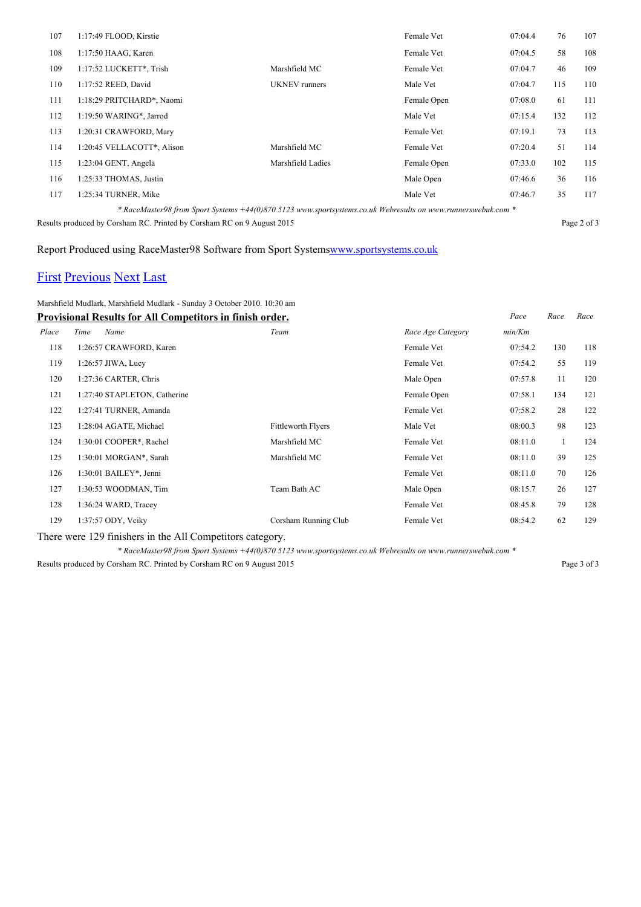| Place | Time | Name | Team | Race Age Category | Pace min/Km | Race | Race |
|---|---|---|---|---|---|---|---|
| 107 | 1:17:49 | FLOOD, Kirstie | | Female Vet | 07:04.4 | 76 | 107 |
| 108 | 1:17:50 | HAAG, Karen | | Female Vet | 07:04.5 | 58 | 108 |
| 109 | 1:17:52 | LUCKETT*, Trish | Marshfield MC | Female Vet | 07:04.7 | 46 | 109 |
| 110 | 1:17:52 | REED, David | UKNEV runners | Male Vet | 07:04.7 | 115 | 110 |
| 111 | 1:18:29 | PRITCHARD*, Naomi | | Female Open | 07:08.0 | 61 | 111 |
| 112 | 1:19:50 | WARING*, Jarrod | | Male Vet | 07:15.4 | 132 | 112 |
| 113 | 1:20:31 | CRAWFORD, Mary | | Female Vet | 07:19.1 | 73 | 113 |
| 114 | 1:20:45 | VELLACOTT*, Alison | Marshfield MC | Female Vet | 07:20.4 | 51 | 114 |
| 115 | 1:23:04 | GENT, Angela | Marshfield Ladies | Female Open | 07:33.0 | 102 | 115 |
| 116 | 1:25:33 | THOMAS, Justin | | Male Open | 07:46.6 | 36 | 116 |
| 117 | 1:25:34 | TURNER, Mike | | Male Vet | 07:46.7 | 35 | 117 |

*\* RaceMaster98 from Sport Systems +44(0)870 5123 www.sportsystems.co.uk Webresults on www.runnerswebuk.com \**

Results produced by Corsham RC. Printed by Corsham RC on 9 August 2015

Report Produced using RaceMaster98 Software from Sport Systems[www.sportsystems.co.uk](www.sportsystems.co.uk)

[First](#) [Previous](#) [Next](#) [Last](#)

Marshfield Mudlark, Marshfield Mudlark - Sunday 3 October 2010. 10:30 am

**Provisional Results for All Competitors in finish order.**

| Place | Time | Name | Team | Race Age Category | Pace min/Km | Race | Race |
|---|---|---|---|---|---|---|---|
| 118 | 1:26:57 | CRAWFORD, Karen | | Female Vet | 07:54.2 | 130 | 118 |
| 119 | 1:26:57 | JIWA, Lucy | | Female Vet | 07:54.2 | 55 | 119 |
| 120 | 1:27:36 | CARTER, Chris | | Male Open | 07:57.8 | 11 | 120 |
| 121 | 1:27:40 | STAPLETON, Catherine | | Female Open | 07:58.1 | 134 | 121 |
| 122 | 1:27:41 | TURNER, Amanda | | Female Vet | 07:58.2 | 28 | 122 |
| 123 | 1:28:04 | AGATE, Michael | Fittleworth Flyers | Male Vet | 08:00.3 | 98 | 123 |
| 124 | 1:30:01 | COOPER*, Rachel | Marshfield MC | Female Vet | 08:11.0 | 1 | 124 |
| 125 | 1:30:01 | MORGAN*, Sarah | Marshfield MC | Female Vet | 08:11.0 | 39 | 125 |
| 126 | 1:30:01 | BAILEY*, Jenni | | Female Vet | 08:11.0 | 70 | 126 |
| 127 | 1:30:53 | WOODMAN, Tim | Team Bath AC | Male Open | 08:15.7 | 26 | 127 |
| 128 | 1:36:24 | WARD, Tracey | | Female Vet | 08:45.8 | 79 | 128 |
| 129 | 1:37:57 | ODY, Vciky | Corsham Running Club | Female Vet | 08:54.2 | 62 | 129 |

There were 129 finishers in the All Competitors category.

*\* RaceMaster98 from Sport Systems +44(0)870 5123 www.sportsystems.co.uk Webresults on www.runnerswebuk.com \**

Results produced by Corsham RC. Printed by Corsham RC on 9 August 2015